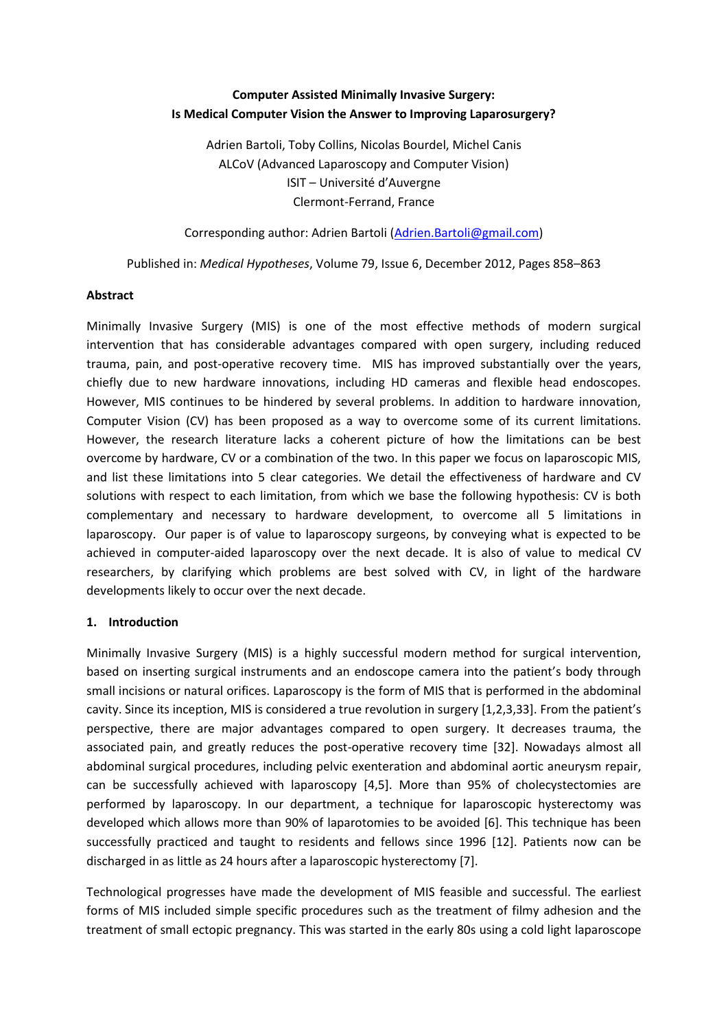# Computer Assisted Minimally Invasive Surgery: Is Medical Computer Vision the Answer to Improving Laparosurgery?

Adrien Bartoli, Toby Collins, Nicolas Bourdel, Michel Canis
ALCoV (Advanced Laparoscopy and Computer Vision)
ISIT – Université d'Auvergne
Clermont-Ferrand, France

Corresponding author: Adrien Bartoli (Adrien.Bartoli@gmail.com)

Published in: *Medical Hypotheses*, Volume 79, Issue 6, December 2012, Pages 858–863

## Abstract

Minimally Invasive Surgery (MIS) is one of the most effective methods of modern surgical intervention that has considerable advantages compared with open surgery, including reduced trauma, pain, and post-operative recovery time. MIS has improved substantially over the years, chiefly due to new hardware innovations, including HD cameras and flexible head endoscopes. However, MIS continues to be hindered by several problems. In addition to hardware innovation, Computer Vision (CV) has been proposed as a way to overcome some of its current limitations. However, the research literature lacks a coherent picture of how the limitations can be best overcome by hardware, CV or a combination of the two. In this paper we focus on laparoscopic MIS, and list these limitations into 5 clear categories. We detail the effectiveness of hardware and CV solutions with respect to each limitation, from which we base the following hypothesis: CV is both complementary and necessary to hardware development, to overcome all 5 limitations in laparoscopy. Our paper is of value to laparoscopy surgeons, by conveying what is expected to be achieved in computer-aided laparoscopy over the next decade. It is also of value to medical CV researchers, by clarifying which problems are best solved with CV, in light of the hardware developments likely to occur over the next decade.

## 1. Introduction

Minimally Invasive Surgery (MIS) is a highly successful modern method for surgical intervention, based on inserting surgical instruments and an endoscope camera into the patient's body through small incisions or natural orifices. Laparoscopy is the form of MIS that is performed in the abdominal cavity. Since its inception, MIS is considered a true revolution in surgery [1,2,3,33]. From the patient's perspective, there are major advantages compared to open surgery. It decreases trauma, the associated pain, and greatly reduces the post-operative recovery time [32]. Nowadays almost all abdominal surgical procedures, including pelvic exenteration and abdominal aortic aneurysm repair, can be successfully achieved with laparoscopy [4,5]. More than 95% of cholecystectomies are performed by laparoscopy. In our department, a technique for laparoscopic hysterectomy was developed which allows more than 90% of laparotomies to be avoided [6]. This technique has been successfully practiced and taught to residents and fellows since 1996 [12]. Patients now can be discharged in as little as 24 hours after a laparoscopic hysterectomy [7].

Technological progresses have made the development of MIS feasible and successful. The earliest forms of MIS included simple specific procedures such as the treatment of filmy adhesion and the treatment of small ectopic pregnancy. This was started in the early 80s using a cold light laparoscope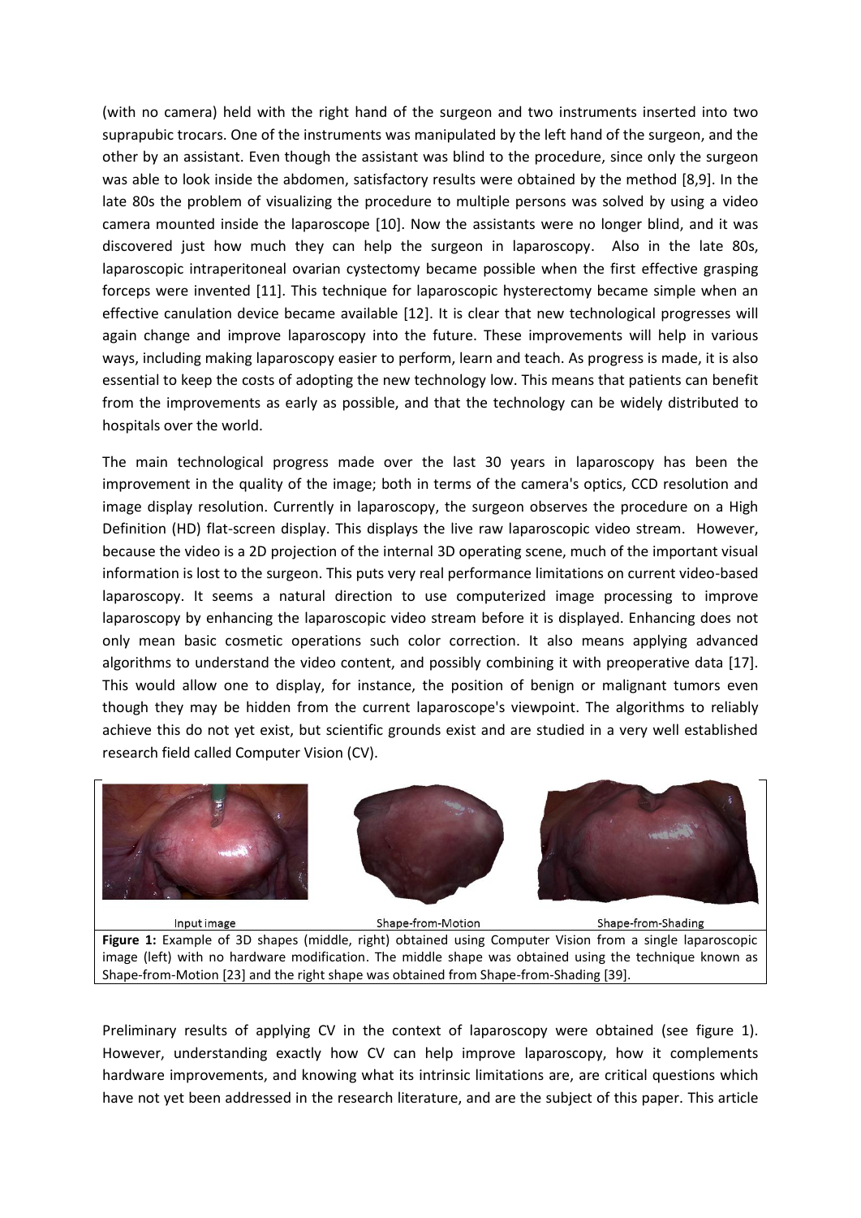(with no camera) held with the right hand of the surgeon and two instruments inserted into two suprapubic trocars. One of the instruments was manipulated by the left hand of the surgeon, and the other by an assistant. Even though the assistant was blind to the procedure, since only the surgeon was able to look inside the abdomen, satisfactory results were obtained by the method [8,9]. In the late 80s the problem of visualizing the procedure to multiple persons was solved by using a video camera mounted inside the laparoscope [10]. Now the assistants were no longer blind, and it was discovered just how much they can help the surgeon in laparoscopy. Also in the late 80s, laparoscopic intraperitoneal ovarian cystectomy became possible when the first effective grasping forceps were invented [11]. This technique for laparoscopic hysterectomy became simple when an effective canulation device became available [12]. It is clear that new technological progresses will again change and improve laparoscopy into the future. These improvements will help in various ways, including making laparoscopy easier to perform, learn and teach. As progress is made, it is also essential to keep the costs of adopting the new technology low. This means that patients can benefit from the improvements as early as possible, and that the technology can be widely distributed to hospitals over the world.

The main technological progress made over the last 30 years in laparoscopy has been the improvement in the quality of the image; both in terms of the camera's optics, CCD resolution and image display resolution. Currently in laparoscopy, the surgeon observes the procedure on a High Definition (HD) flat-screen display. This displays the live raw laparoscopic video stream. However, because the video is a 2D projection of the internal 3D operating scene, much of the important visual information is lost to the surgeon. This puts very real performance limitations on current video-based laparoscopy. It seems a natural direction to use computerized image processing to improve laparoscopy by enhancing the laparoscopic video stream before it is displayed. Enhancing does not only mean basic cosmetic operations such color correction. It also means applying advanced algorithms to understand the video content, and possibly combining it with preoperative data [17]. This would allow one to display, for instance, the position of benign or malignant tumors even though they may be hidden from the current laparoscope's viewpoint. The algorithms to reliably achieve this do not yet exist, but scientific grounds exist and are studied in a very well established research field called Computer Vision (CV).

Input image — Shape-from-Motion — Shape-from-Shading

**Figure 1:** Example of 3D shapes (middle, right) obtained using Computer Vision from a single laparoscopic image (left) with no hardware modification. The middle shape was obtained using the technique known as Shape-from-Motion [23] and the right shape was obtained from Shape-from-Shading [39].

Preliminary results of applying CV in the context of laparoscopy were obtained (see figure 1). However, understanding exactly how CV can help improve laparoscopy, how it complements hardware improvements, and knowing what its intrinsic limitations are, are critical questions which have not yet been addressed in the research literature, and are the subject of this paper. This article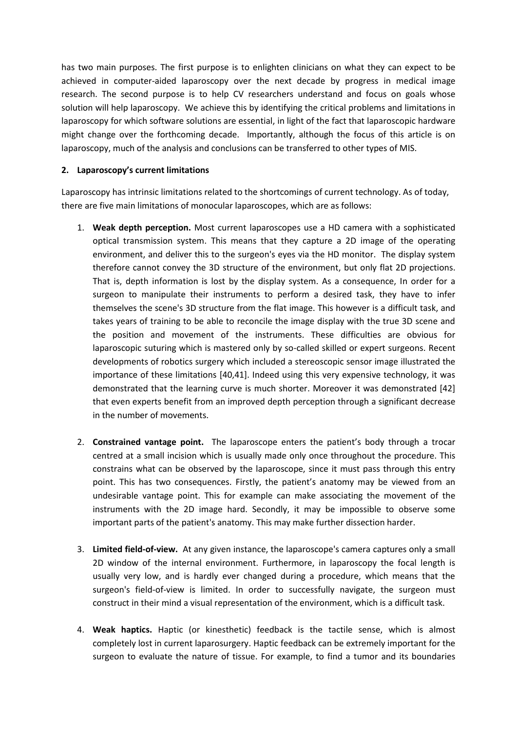has two main purposes. The first purpose is to enlighten clinicians on what they can expect to be achieved in computer-aided laparoscopy over the next decade by progress in medical image research. The second purpose is to help CV researchers understand and focus on goals whose solution will help laparoscopy. We achieve this by identifying the critical problems and limitations in laparoscopy for which software solutions are essential, in light of the fact that laparoscopic hardware might change over the forthcoming decade. Importantly, although the focus of this article is on laparoscopy, much of the analysis and conclusions can be transferred to other types of MIS.

## 2. Laparoscopy's current limitations

Laparoscopy has intrinsic limitations related to the shortcomings of current technology. As of today, there are five main limitations of monocular laparoscopes, which are as follows:

1. **Weak depth perception.** Most current laparoscopes use a HD camera with a sophisticated optical transmission system. This means that they capture a 2D image of the operating environment, and deliver this to the surgeon's eyes via the HD monitor. The display system therefore cannot convey the 3D structure of the environment, but only flat 2D projections. That is, depth information is lost by the display system. As a consequence, In order for a surgeon to manipulate their instruments to perform a desired task, they have to infer themselves the scene's 3D structure from the flat image. This however is a difficult task, and takes years of training to be able to reconcile the image display with the true 3D scene and the position and movement of the instruments. These difficulties are obvious for laparoscopic suturing which is mastered only by so-called skilled or expert surgeons. Recent developments of robotics surgery which included a stereoscopic sensor image illustrated the importance of these limitations [40,41]. Indeed using this very expensive technology, it was demonstrated that the learning curve is much shorter. Moreover it was demonstrated [42] that even experts benefit from an improved depth perception through a significant decrease in the number of movements.

2. **Constrained vantage point.** The laparoscope enters the patient's body through a trocar centred at a small incision which is usually made only once throughout the procedure. This constrains what can be observed by the laparoscope, since it must pass through this entry point. This has two consequences. Firstly, the patient's anatomy may be viewed from an undesirable vantage point. This for example can make associating the movement of the instruments with the 2D image hard. Secondly, it may be impossible to observe some important parts of the patient's anatomy. This may make further dissection harder.

3. **Limited field-of-view.** At any given instance, the laparoscope's camera captures only a small 2D window of the internal environment. Furthermore, in laparoscopy the focal length is usually very low, and is hardly ever changed during a procedure, which means that the surgeon's field-of-view is limited. In order to successfully navigate, the surgeon must construct in their mind a visual representation of the environment, which is a difficult task.

4. **Weak haptics.** Haptic (or kinesthetic) feedback is the tactile sense, which is almost completely lost in current laparosurgery. Haptic feedback can be extremely important for the surgeon to evaluate the nature of tissue. For example, to find a tumor and its boundaries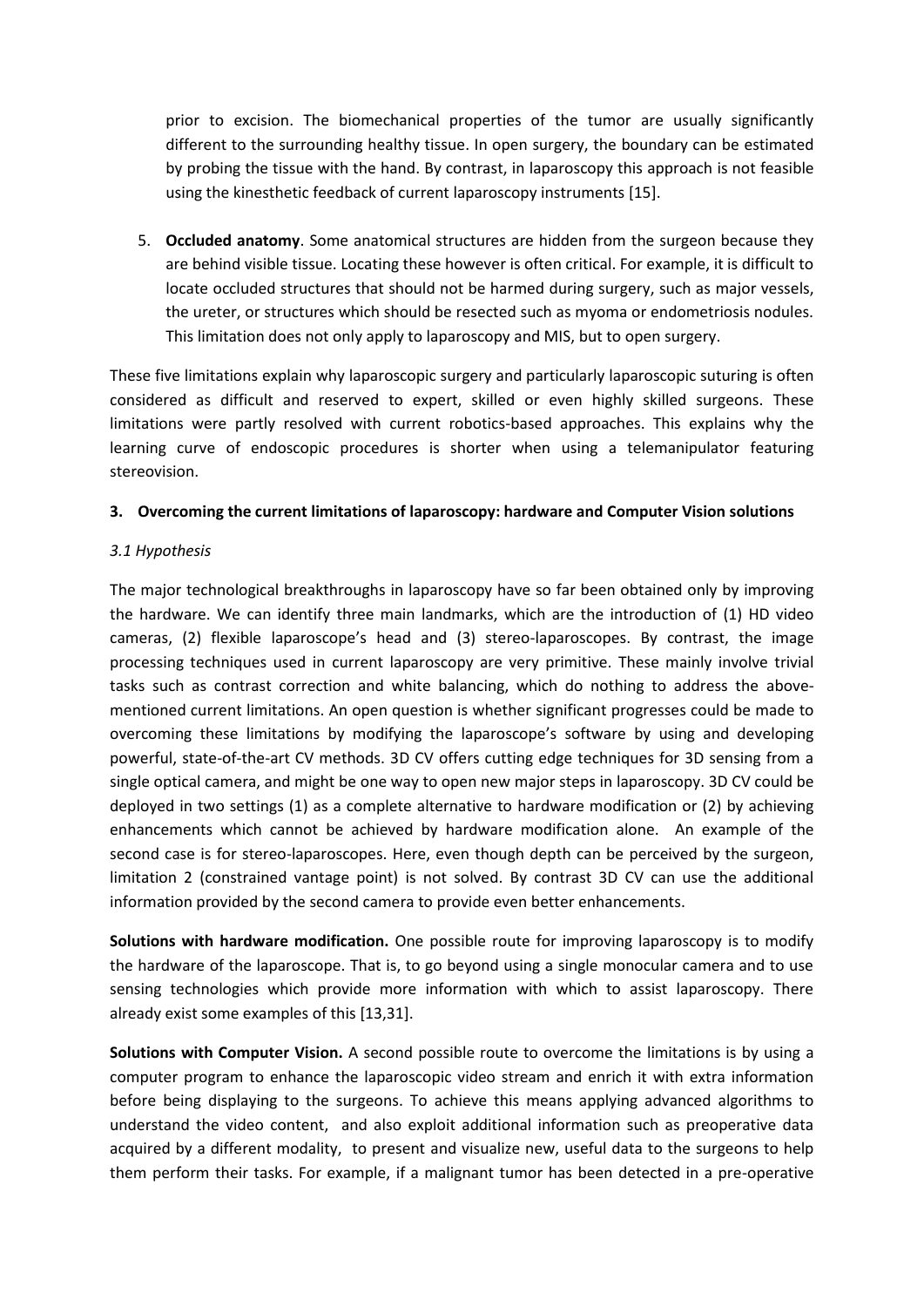prior to excision. The biomechanical properties of the tumor are usually significantly different to the surrounding healthy tissue. In open surgery, the boundary can be estimated by probing the tissue with the hand. By contrast, in laparoscopy this approach is not feasible using the kinesthetic feedback of current laparoscopy instruments [15].

5. **Occluded anatomy**. Some anatomical structures are hidden from the surgeon because they are behind visible tissue. Locating these however is often critical. For example, it is difficult to locate occluded structures that should not be harmed during surgery, such as major vessels, the ureter, or structures which should be resected such as myoma or endometriosis nodules. This limitation does not only apply to laparoscopy and MIS, but to open surgery.

These five limitations explain why laparoscopic surgery and particularly laparoscopic suturing is often considered as difficult and reserved to expert, skilled or even highly skilled surgeons. These limitations were partly resolved with current robotics-based approaches. This explains why the learning curve of endoscopic procedures is shorter when using a telemanipulator featuring stereovision.

## 3. Overcoming the current limitations of laparoscopy: hardware and Computer Vision solutions

### *3.1 Hypothesis*

The major technological breakthroughs in laparoscopy have so far been obtained only by improving the hardware. We can identify three main landmarks, which are the introduction of (1) HD video cameras, (2) flexible laparoscope's head and (3) stereo-laparoscopes. By contrast, the image processing techniques used in current laparoscopy are very primitive. These mainly involve trivial tasks such as contrast correction and white balancing, which do nothing to address the above-mentioned current limitations. An open question is whether significant progresses could be made to overcoming these limitations by modifying the laparoscope's software by using and developing powerful, state-of-the-art CV methods. 3D CV offers cutting edge techniques for 3D sensing from a single optical camera, and might be one way to open new major steps in laparoscopy. 3D CV could be deployed in two settings (1) as a complete alternative to hardware modification or (2) by achieving enhancements which cannot be achieved by hardware modification alone. An example of the second case is for stereo-laparoscopes. Here, even though depth can be perceived by the surgeon, limitation 2 (constrained vantage point) is not solved. By contrast 3D CV can use the additional information provided by the second camera to provide even better enhancements.

**Solutions with hardware modification.** One possible route for improving laparoscopy is to modify the hardware of the laparoscope. That is, to go beyond using a single monocular camera and to use sensing technologies which provide more information with which to assist laparoscopy. There already exist some examples of this [13,31].

**Solutions with Computer Vision.** A second possible route to overcome the limitations is by using a computer program to enhance the laparoscopic video stream and enrich it with extra information before being displaying to the surgeons. To achieve this means applying advanced algorithms to understand the video content, and also exploit additional information such as preoperative data acquired by a different modality, to present and visualize new, useful data to the surgeons to help them perform their tasks. For example, if a malignant tumor has been detected in a pre-operative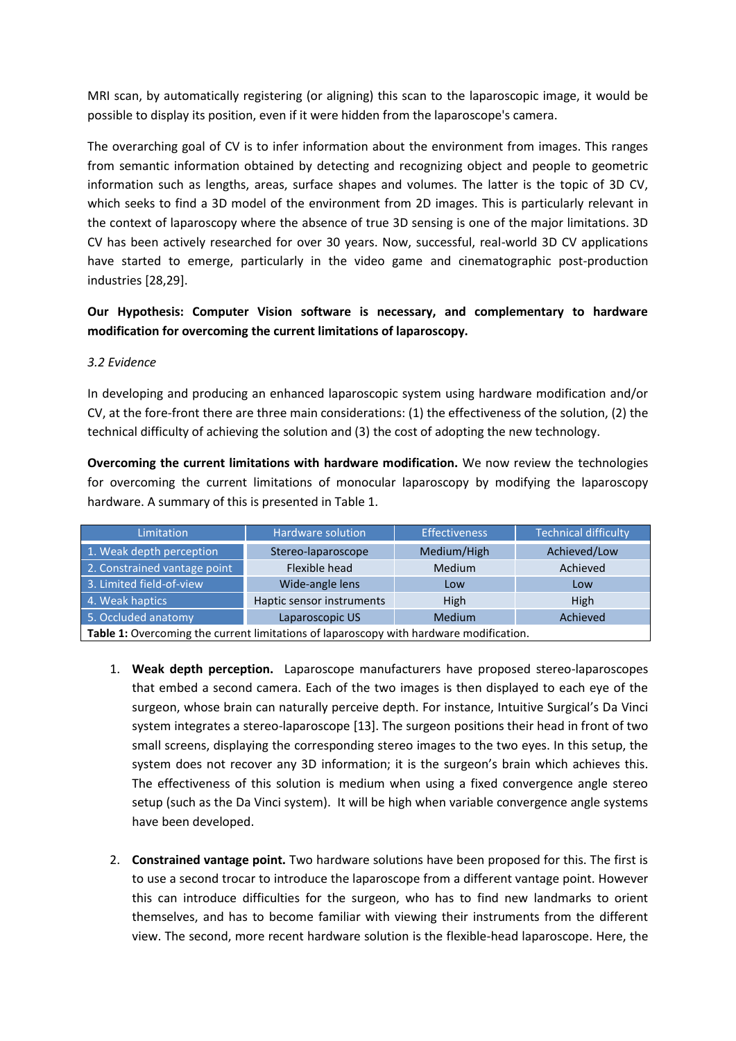MRI scan, by automatically registering (or aligning) this scan to the laparoscopic image, it would be possible to display its position, even if it were hidden from the laparoscope's camera.

The overarching goal of CV is to infer information about the environment from images. This ranges from semantic information obtained by detecting and recognizing object and people to geometric information such as lengths, areas, surface shapes and volumes. The latter is the topic of 3D CV, which seeks to find a 3D model of the environment from 2D images. This is particularly relevant in the context of laparoscopy where the absence of true 3D sensing is one of the major limitations. 3D CV has been actively researched for over 30 years. Now, successful, real-world 3D CV applications have started to emerge, particularly in the video game and cinematographic post-production industries [28,29].

**Our Hypothesis: Computer Vision software is necessary, and complementary to hardware modification for overcoming the current limitations of laparoscopy.**

*3.2 Evidence*

In developing and producing an enhanced laparoscopic system using hardware modification and/or CV, at the fore-front there are three main considerations: (1) the effectiveness of the solution, (2) the technical difficulty of achieving the solution and (3) the cost of adopting the new technology.

**Overcoming the current limitations with hardware modification.** We now review the technologies for overcoming the current limitations of monocular laparoscopy by modifying the laparoscopy hardware. A summary of this is presented in Table 1.

| Limitation | Hardware solution | Effectiveness | Technical difficulty |
|---|---|---|---|
| 1. Weak depth perception | Stereo-laparoscope | Medium/High | Achieved/Low |
| 2. Constrained vantage point | Flexible head | Medium | Achieved |
| 3. Limited field-of-view | Wide-angle lens | Low | Low |
| 4. Weak haptics | Haptic sensor instruments | High | High |
| 5. Occluded anatomy | Laparoscopic US | Medium | Achieved |

**Table 1:** Overcoming the current limitations of laparoscopy with hardware modification.

1. **Weak depth perception.** Laparoscope manufacturers have proposed stereo-laparoscopes that embed a second camera. Each of the two images is then displayed to each eye of the surgeon, whose brain can naturally perceive depth. For instance, Intuitive Surgical's Da Vinci system integrates a stereo-laparoscope [13]. The surgeon positions their head in front of two small screens, displaying the corresponding stereo images to the two eyes. In this setup, the system does not recover any 3D information; it is the surgeon's brain which achieves this. The effectiveness of this solution is medium when using a fixed convergence angle stereo setup (such as the Da Vinci system). It will be high when variable convergence angle systems have been developed.

2. **Constrained vantage point.** Two hardware solutions have been proposed for this. The first is to use a second trocar to introduce the laparoscope from a different vantage point. However this can introduce difficulties for the surgeon, who has to find new landmarks to orient themselves, and has to become familiar with viewing their instruments from the different view. The second, more recent hardware solution is the flexible-head laparoscope. Here, the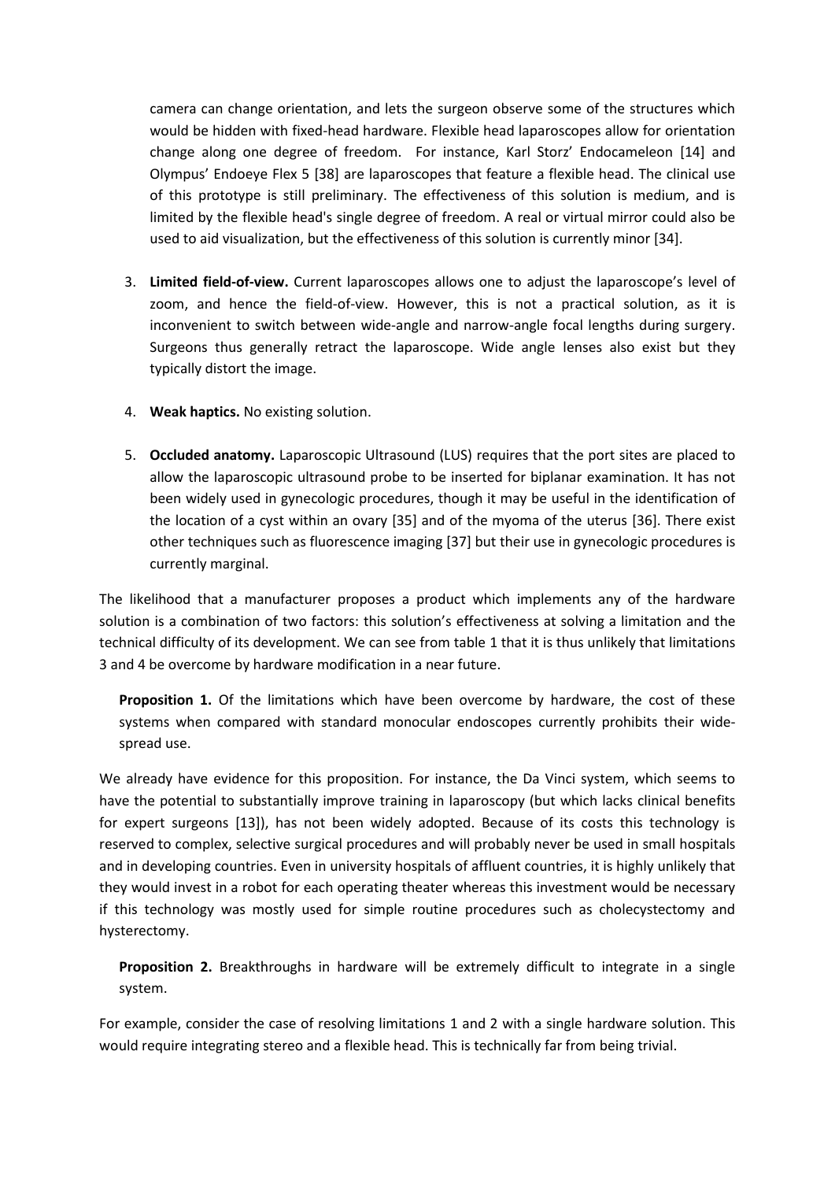camera can change orientation, and lets the surgeon observe some of the structures which would be hidden with fixed-head hardware. Flexible head laparoscopes allow for orientation change along one degree of freedom. For instance, Karl Storz' Endocameleon [14] and Olympus' Endoeye Flex 5 [38] are laparoscopes that feature a flexible head. The clinical use of this prototype is still preliminary. The effectiveness of this solution is medium, and is limited by the flexible head's single degree of freedom. A real or virtual mirror could also be used to aid visualization, but the effectiveness of this solution is currently minor [34].

3. **Limited field-of-view.** Current laparoscopes allows one to adjust the laparoscope's level of zoom, and hence the field-of-view. However, this is not a practical solution, as it is inconvenient to switch between wide-angle and narrow-angle focal lengths during surgery. Surgeons thus generally retract the laparoscope. Wide angle lenses also exist but they typically distort the image.

4. **Weak haptics.** No existing solution.

5. **Occluded anatomy.** Laparoscopic Ultrasound (LUS) requires that the port sites are placed to allow the laparoscopic ultrasound probe to be inserted for biplanar examination. It has not been widely used in gynecologic procedures, though it may be useful in the identification of the location of a cyst within an ovary [35] and of the myoma of the uterus [36]. There exist other techniques such as fluorescence imaging [37] but their use in gynecologic procedures is currently marginal.

The likelihood that a manufacturer proposes a product which implements any of the hardware solution is a combination of two factors: this solution's effectiveness at solving a limitation and the technical difficulty of its development. We can see from table 1 that it is thus unlikely that limitations 3 and 4 be overcome by hardware modification in a near future.

> **Proposition 1.** Of the limitations which have been overcome by hardware, the cost of these systems when compared with standard monocular endoscopes currently prohibits their wide-spread use.

We already have evidence for this proposition. For instance, the Da Vinci system, which seems to have the potential to substantially improve training in laparoscopy (but which lacks clinical benefits for expert surgeons [13]), has not been widely adopted. Because of its costs this technology is reserved to complex, selective surgical procedures and will probably never be used in small hospitals and in developing countries. Even in university hospitals of affluent countries, it is highly unlikely that they would invest in a robot for each operating theater whereas this investment would be necessary if this technology was mostly used for simple routine procedures such as cholecystectomy and hysterectomy.

> **Proposition 2.** Breakthroughs in hardware will be extremely difficult to integrate in a single system.

For example, consider the case of resolving limitations 1 and 2 with a single hardware solution. This would require integrating stereo and a flexible head. This is technically far from being trivial.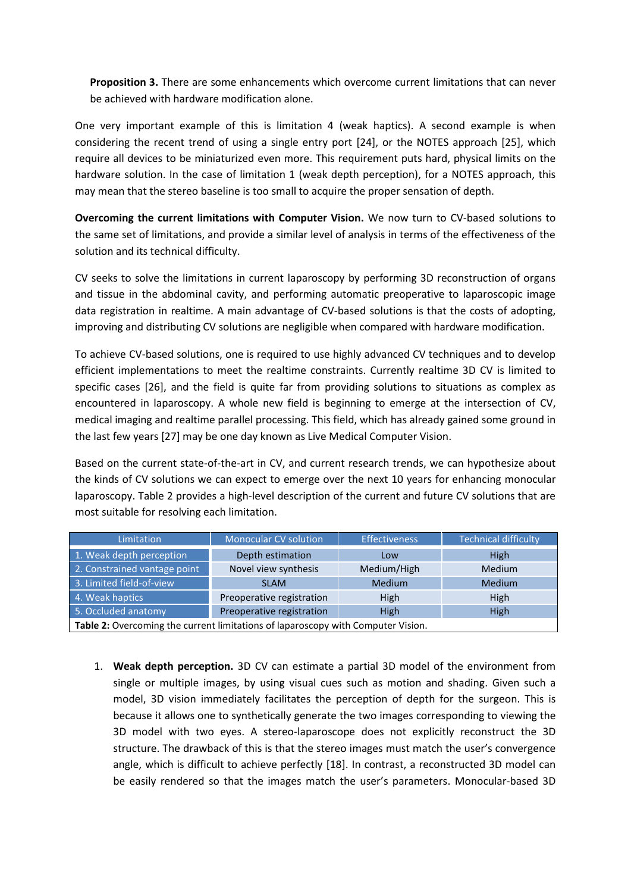**Proposition 3.** There are some enhancements which overcome current limitations that can never be achieved with hardware modification alone.

One very important example of this is limitation 4 (weak haptics). A second example is when considering the recent trend of using a single entry port [24], or the NOTES approach [25], which require all devices to be miniaturized even more. This requirement puts hard, physical limits on the hardware solution. In the case of limitation 1 (weak depth perception), for a NOTES approach, this may mean that the stereo baseline is too small to acquire the proper sensation of depth.

**Overcoming the current limitations with Computer Vision.** We now turn to CV-based solutions to the same set of limitations, and provide a similar level of analysis in terms of the effectiveness of the solution and its technical difficulty.

CV seeks to solve the limitations in current laparoscopy by performing 3D reconstruction of organs and tissue in the abdominal cavity, and performing automatic preoperative to laparoscopic image data registration in realtime. A main advantage of CV-based solutions is that the costs of adopting, improving and distributing CV solutions are negligible when compared with hardware modification.

To achieve CV-based solutions, one is required to use highly advanced CV techniques and to develop efficient implementations to meet the realtime constraints. Currently realtime 3D CV is limited to specific cases [26], and the field is quite far from providing solutions to situations as complex as encountered in laparoscopy. A whole new field is beginning to emerge at the intersection of CV, medical imaging and realtime parallel processing. This field, which has already gained some ground in the last few years [27] may be one day known as Live Medical Computer Vision.

Based on the current state-of-the-art in CV, and current research trends, we can hypothesize about the kinds of CV solutions we can expect to emerge over the next 10 years for enhancing monocular laparoscopy. Table 2 provides a high-level description of the current and future CV solutions that are most suitable for resolving each limitation.

| Limitation | Monocular CV solution | Effectiveness | Technical difficulty |
|---|---|---|---|
| 1. Weak depth perception | Depth estimation | Low | High |
| 2. Constrained vantage point | Novel view synthesis | Medium/High | Medium |
| 3. Limited field-of-view | SLAM | Medium | Medium |
| 4. Weak haptics | Preoperative registration | High | High |
| 5. Occluded anatomy | Preoperative registration | High | High |

**Table 2:** Overcoming the current limitations of laparoscopy with Computer Vision.

1. **Weak depth perception.** 3D CV can estimate a partial 3D model of the environment from single or multiple images, by using visual cues such as motion and shading. Given such a model, 3D vision immediately facilitates the perception of depth for the surgeon. This is because it allows one to synthetically generate the two images corresponding to viewing the 3D model with two eyes. A stereo-laparoscope does not explicitly reconstruct the 3D structure. The drawback of this is that the stereo images must match the user's convergence angle, which is difficult to achieve perfectly [18]. In contrast, a reconstructed 3D model can be easily rendered so that the images match the user's parameters. Monocular-based 3D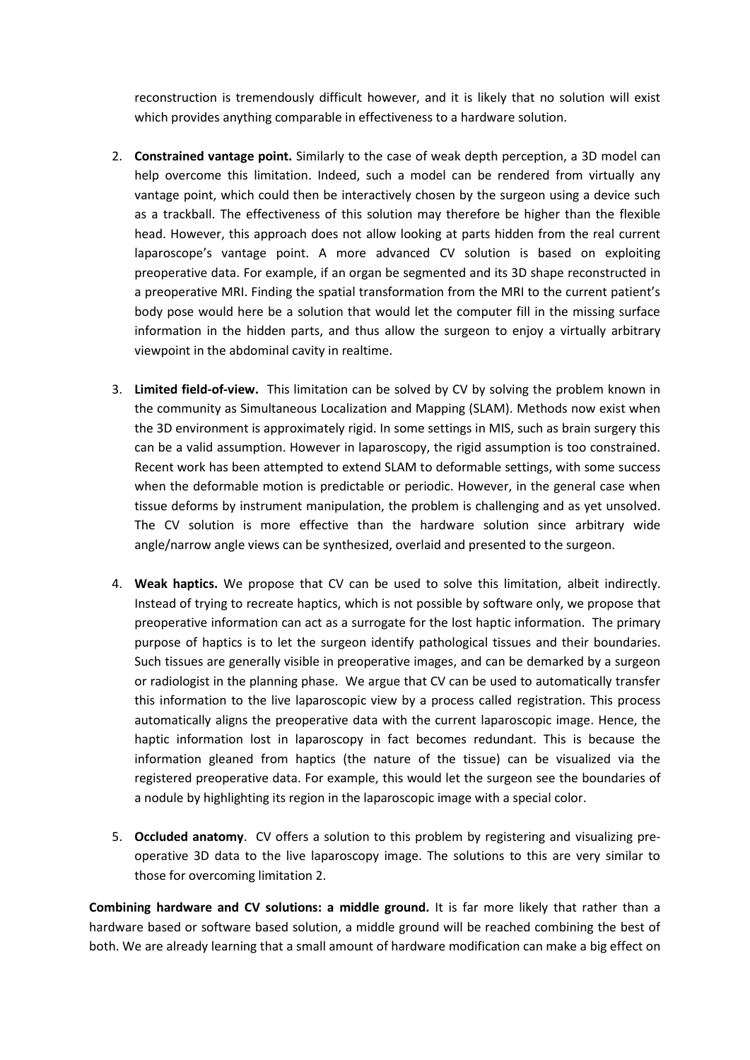reconstruction is tremendously difficult however, and it is likely that no solution will exist which provides anything comparable in effectiveness to a hardware solution.

2. **Constrained vantage point.** Similarly to the case of weak depth perception, a 3D model can help overcome this limitation. Indeed, such a model can be rendered from virtually any vantage point, which could then be interactively chosen by the surgeon using a device such as a trackball. The effectiveness of this solution may therefore be higher than the flexible head. However, this approach does not allow looking at parts hidden from the real current laparoscope's vantage point. A more advanced CV solution is based on exploiting preoperative data. For example, if an organ be segmented and its 3D shape reconstructed in a preoperative MRI. Finding the spatial transformation from the MRI to the current patient's body pose would here be a solution that would let the computer fill in the missing surface information in the hidden parts, and thus allow the surgeon to enjoy a virtually arbitrary viewpoint in the abdominal cavity in realtime.

3. **Limited field-of-view.** This limitation can be solved by CV by solving the problem known in the community as Simultaneous Localization and Mapping (SLAM). Methods now exist when the 3D environment is approximately rigid. In some settings in MIS, such as brain surgery this can be a valid assumption. However in laparoscopy, the rigid assumption is too constrained. Recent work has been attempted to extend SLAM to deformable settings, with some success when the deformable motion is predictable or periodic. However, in the general case when tissue deforms by instrument manipulation, the problem is challenging and as yet unsolved. The CV solution is more effective than the hardware solution since arbitrary wide angle/narrow angle views can be synthesized, overlaid and presented to the surgeon.

4. **Weak haptics.** We propose that CV can be used to solve this limitation, albeit indirectly. Instead of trying to recreate haptics, which is not possible by software only, we propose that preoperative information can act as a surrogate for the lost haptic information. The primary purpose of haptics is to let the surgeon identify pathological tissues and their boundaries. Such tissues are generally visible in preoperative images, and can be demarked by a surgeon or radiologist in the planning phase. We argue that CV can be used to automatically transfer this information to the live laparoscopic view by a process called registration. This process automatically aligns the preoperative data with the current laparoscopic image. Hence, the haptic information lost in laparoscopy in fact becomes redundant. This is because the information gleaned from haptics (the nature of the tissue) can be visualized via the registered preoperative data. For example, this would let the surgeon see the boundaries of a nodule by highlighting its region in the laparoscopic image with a special color.

5. **Occluded anatomy**. CV offers a solution to this problem by registering and visualizing pre-operative 3D data to the live laparoscopy image. The solutions to this are very similar to those for overcoming limitation 2.

**Combining hardware and CV solutions: a middle ground.** It is far more likely that rather than a hardware based or software based solution, a middle ground will be reached combining the best of both. We are already learning that a small amount of hardware modification can make a big effect on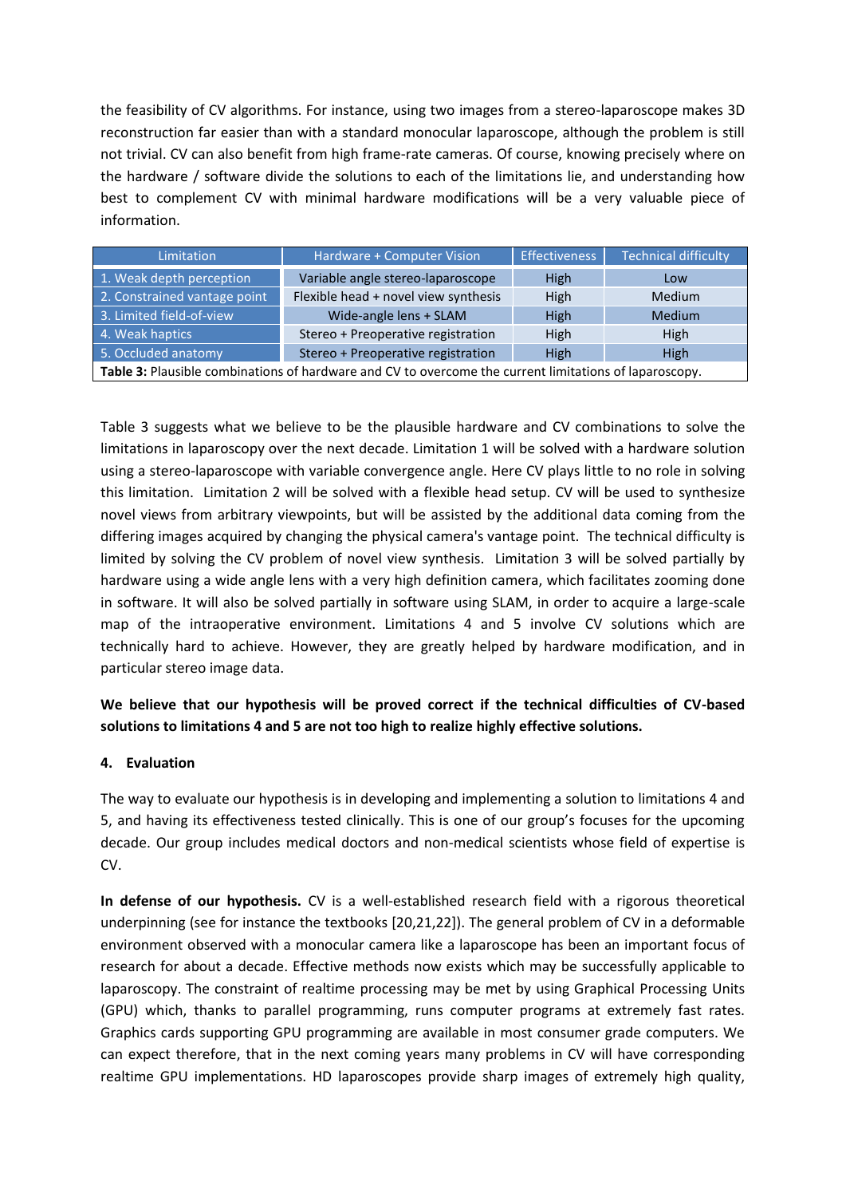the feasibility of CV algorithms. For instance, using two images from a stereo-laparoscope makes 3D reconstruction far easier than with a standard monocular laparoscope, although the problem is still not trivial. CV can also benefit from high frame-rate cameras. Of course, knowing precisely where on the hardware / software divide the solutions to each of the limitations lie, and understanding how best to complement CV with minimal hardware modifications will be a very valuable piece of information.

| Limitation | Hardware + Computer Vision | Effectiveness | Technical difficulty |
|---|---|---|---|
| 1. Weak depth perception | Variable angle stereo-laparoscope | High | Low |
| 2. Constrained vantage point | Flexible head + novel view synthesis | High | Medium |
| 3. Limited field-of-view | Wide-angle lens + SLAM | High | Medium |
| 4. Weak haptics | Stereo + Preoperative registration | High | High |
| 5. Occluded anatomy | Stereo + Preoperative registration | High | High |

**Table 3:** Plausible combinations of hardware and CV to overcome the current limitations of laparoscopy.

Table 3 suggests what we believe to be the plausible hardware and CV combinations to solve the limitations in laparoscopy over the next decade. Limitation 1 will be solved with a hardware solution using a stereo-laparoscope with variable convergence angle. Here CV plays little to no role in solving this limitation. Limitation 2 will be solved with a flexible head setup. CV will be used to synthesize novel views from arbitrary viewpoints, but will be assisted by the additional data coming from the differing images acquired by changing the physical camera's vantage point. The technical difficulty is limited by solving the CV problem of novel view synthesis. Limitation 3 will be solved partially by hardware using a wide angle lens with a very high definition camera, which facilitates zooming done in software. It will also be solved partially in software using SLAM, in order to acquire a large-scale map of the intraoperative environment. Limitations 4 and 5 involve CV solutions which are technically hard to achieve. However, they are greatly helped by hardware modification, and in particular stereo image data.

**We believe that our hypothesis will be proved correct if the technical difficulties of CV-based solutions to limitations 4 and 5 are not too high to realize highly effective solutions.**

## 4. Evaluation

The way to evaluate our hypothesis is in developing and implementing a solution to limitations 4 and 5, and having its effectiveness tested clinically. This is one of our group's focuses for the upcoming decade. Our group includes medical doctors and non-medical scientists whose field of expertise is CV.

**In defense of our hypothesis.** CV is a well-established research field with a rigorous theoretical underpinning (see for instance the textbooks [20,21,22]). The general problem of CV in a deformable environment observed with a monocular camera like a laparoscope has been an important focus of research for about a decade. Effective methods now exists which may be successfully applicable to laparoscopy. The constraint of realtime processing may be met by using Graphical Processing Units (GPU) which, thanks to parallel programming, runs computer programs at extremely fast rates. Graphics cards supporting GPU programming are available in most consumer grade computers. We can expect therefore, that in the next coming years many problems in CV will have corresponding realtime GPU implementations. HD laparoscopes provide sharp images of extremely high quality,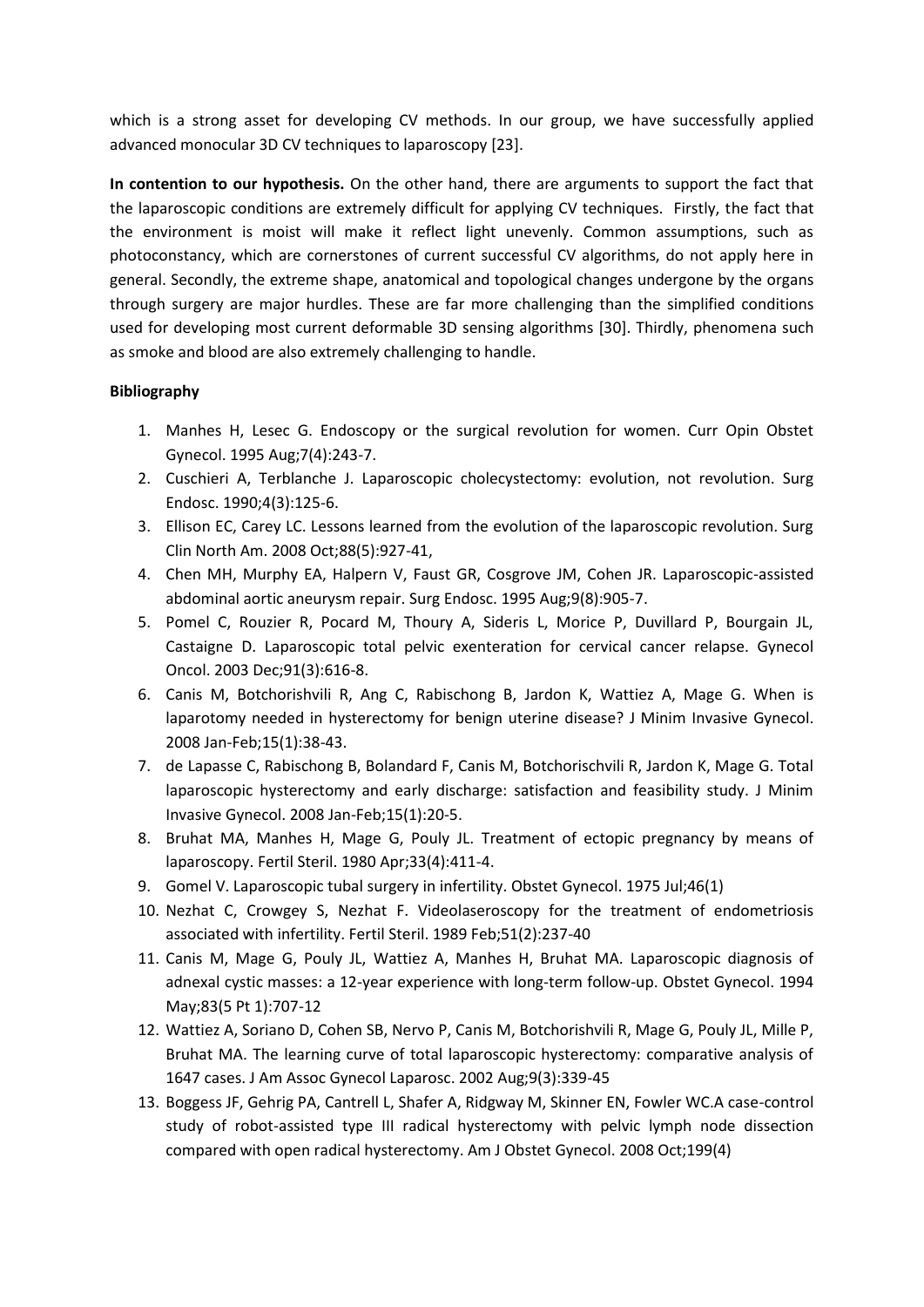which is a strong asset for developing CV methods. In our group, we have successfully applied advanced monocular 3D CV techniques to laparoscopy [23].

**In contention to our hypothesis.** On the other hand, there are arguments to support the fact that the laparoscopic conditions are extremely difficult for applying CV techniques. Firstly, the fact that the environment is moist will make it reflect light unevenly. Common assumptions, such as photoconstancy, which are cornerstones of current successful CV algorithms, do not apply here in general. Secondly, the extreme shape, anatomical and topological changes undergone by the organs through surgery are major hurdles. These are far more challenging than the simplified conditions used for developing most current deformable 3D sensing algorithms [30]. Thirdly, phenomena such as smoke and blood are also extremely challenging to handle.

**Bibliography**

1. Manhes H, Lesec G. Endoscopy or the surgical revolution for women. Curr Opin Obstet Gynecol. 1995 Aug;7(4):243-7.
2. Cuschieri A, Terblanche J. Laparoscopic cholecystectomy: evolution, not revolution. Surg Endosc. 1990;4(3):125-6.
3. Ellison EC, Carey LC. Lessons learned from the evolution of the laparoscopic revolution. Surg Clin North Am. 2008 Oct;88(5):927-41,
4. Chen MH, Murphy EA, Halpern V, Faust GR, Cosgrove JM, Cohen JR. Laparoscopic-assisted abdominal aortic aneurysm repair. Surg Endosc. 1995 Aug;9(8):905-7.
5. Pomel C, Rouzier R, Pocard M, Thoury A, Sideris L, Morice P, Duvillard P, Bourgain JL, Castaigne D. Laparoscopic total pelvic exenteration for cervical cancer relapse. Gynecol Oncol. 2003 Dec;91(3):616-8.
6. Canis M, Botchorishvili R, Ang C, Rabischong B, Jardon K, Wattiez A, Mage G. When is laparotomy needed in hysterectomy for benign uterine disease? J Minim Invasive Gynecol. 2008 Jan-Feb;15(1):38-43.
7. de Lapasse C, Rabischong B, Bolandard F, Canis M, Botchorischvili R, Jardon K, Mage G. Total laparoscopic hysterectomy and early discharge: satisfaction and feasibility study. J Minim Invasive Gynecol. 2008 Jan-Feb;15(1):20-5.
8. Bruhat MA, Manhes H, Mage G, Pouly JL. Treatment of ectopic pregnancy by means of laparoscopy. Fertil Steril. 1980 Apr;33(4):411-4.
9. Gomel V. Laparoscopic tubal surgery in infertility. Obstet Gynecol. 1975 Jul;46(1)
10. Nezhat C, Crowgey S, Nezhat F. Videolaseroscopy for the treatment of endometriosis associated with infertility. Fertil Steril. 1989 Feb;51(2):237-40
11. Canis M, Mage G, Pouly JL, Wattiez A, Manhes H, Bruhat MA. Laparoscopic diagnosis of adnexal cystic masses: a 12-year experience with long-term follow-up. Obstet Gynecol. 1994 May;83(5 Pt 1):707-12
12. Wattiez A, Soriano D, Cohen SB, Nervo P, Canis M, Botchorishvili R, Mage G, Pouly JL, Mille P, Bruhat MA. The learning curve of total laparoscopic hysterectomy: comparative analysis of 1647 cases. J Am Assoc Gynecol Laparosc. 2002 Aug;9(3):339-45
13. Boggess JF, Gehrig PA, Cantrell L, Shafer A, Ridgway M, Skinner EN, Fowler WC.A case-control study of robot-assisted type III radical hysterectomy with pelvic lymph node dissection compared with open radical hysterectomy. Am J Obstet Gynecol. 2008 Oct;199(4)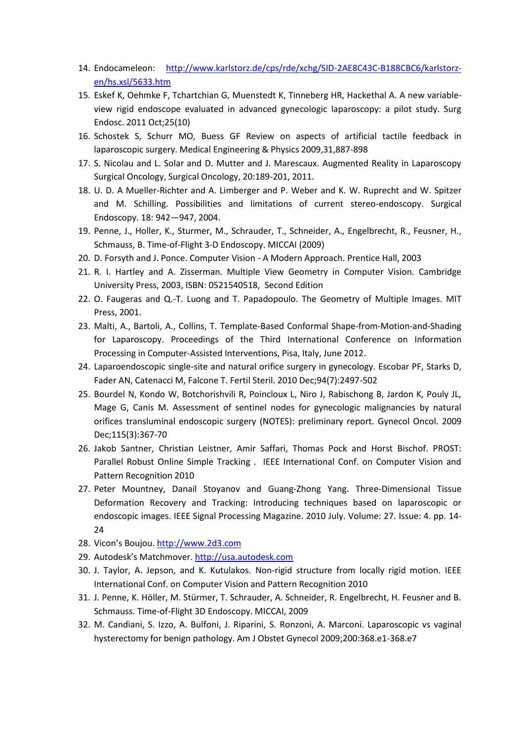14. Endocameleon: http://www.karlstorz.de/cps/rde/xchg/SID-2AE8C43C-B188CBC6/karlstorz-en/hs.xsl/5633.htm
15. Eskef K, Oehmke F, Tchartchian G, Muenstedt K, Tinneberg HR, Hackethal A. A new variable-view rigid endoscope evaluated in advanced gynecologic laparoscopy: a pilot study. Surg Endosc. 2011 Oct;25(10)
16. Schostek S, Schurr MO, Buess GF Review on aspects of artificial tactile feedback in laparoscopic surgery. Medical Engineering & Physics 2009,31,887-898
17. S. Nicolau and L. Solar and D. Mutter and J. Marescaux. Augmented Reality in Laparoscopy Surgical Oncology, Surgical Oncology, 20:189-201, 2011.
18. U. D. A Mueller-Richter and A. Limberger and P. Weber and K. W. Ruprecht and W. Spitzer and M. Schilling. Possibilities and limitations of current stereo-endoscopy. Surgical Endoscopy. 18: 942—947, 2004.
19. Penne, J., Holler, K., Sturmer, M., Schrauder, T., Schneider, A., Engelbrecht, R., Feusner, H., Schmauss, B. Time-of-Flight 3-D Endoscopy. MICCAI (2009)
20. D. Forsyth and J. Ponce. Computer Vision - A Modern Approach. Prentice Hall, 2003
21. R. I. Hartley and A. Zisserman. Multiple View Geometry in Computer Vision. Cambridge University Press, 2003, ISBN: 0521540518, Second Edition
22. O. Faugeras and Q.-T. Luong and T. Papadopoulo. The Geometry of Multiple Images. MIT Press, 2001.
23. Malti, A., Bartoli, A., Collins, T. Template-Based Conformal Shape-from-Motion-and-Shading for Laparoscopy. Proceedings of the Third International Conference on Information Processing in Computer-Assisted Interventions, Pisa, Italy, June 2012.
24. Laparoendoscopic single-site and natural orifice surgery in gynecology. Escobar PF, Starks D, Fader AN, Catenacci M, Falcone T. Fertil Steril. 2010 Dec;94(7):2497-502
25. Bourdel N, Kondo W, Botchorishvili R, Poincloux L, Niro J, Rabischong B, Jardon K, Pouly JL, Mage G, Canis M. Assessment of sentinel nodes for gynecologic malignancies by natural orifices transluminal endoscopic surgery (NOTES): preliminary report. Gynecol Oncol. 2009 Dec;115(3):367-70
26. Jakob Santner, Christian Leistner, Amir Saffari, Thomas Pock and Horst Bischof. PROST: Parallel Robust Online Simple Tracking . IEEE International Conf. on Computer Vision and Pattern Recognition 2010
27. Peter Mountney, Danail Stoyanov and Guang-Zhong Yang. Three-Dimensional Tissue Deformation Recovery and Tracking: Introducing techniques based on laparoscopic or endoscopic images. IEEE Signal Processing Magazine. 2010 July. Volume: 27. Issue: 4. pp. 14-24
28. Vicon's Boujou. http://www.2d3.com
29. Autodesk's Matchmover. http://usa.autodesk.com
30. J. Taylor, A. Jepson, and K. Kutulakos. Non-rigid structure from locally rigid motion. IEEE International Conf. on Computer Vision and Pattern Recognition 2010
31. J. Penne, K. Höller, M. Stürmer, T. Schrauder, A. Schneider, R. Engelbrecht, H. Feusner and B. Schmauss. Time-of-Flight 3D Endoscopy. MICCAI, 2009
32. M. Candiani, S. Izzo, A. Bulfoni, J. Riparini, S. Ronzoni, A. Marconi. Laparoscopic vs vaginal hysterectomy for benign pathology. Am J Obstet Gynecol 2009;200:368.e1-368.e7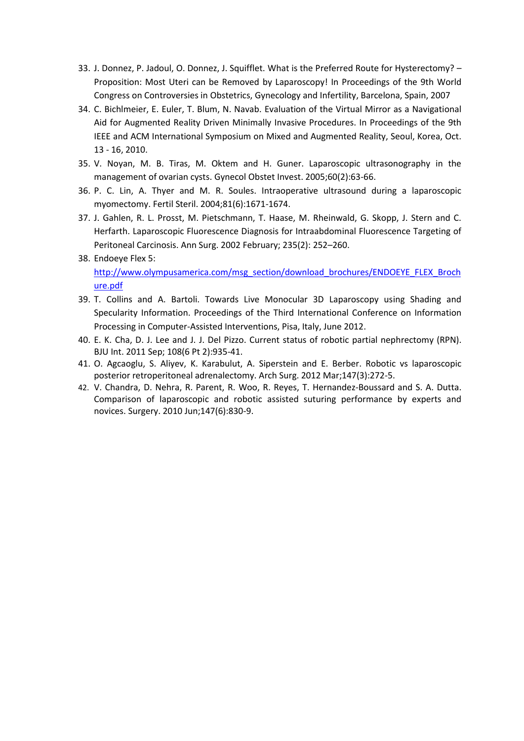33. J. Donnez, P. Jadoul, O. Donnez, J. Squifflet. What is the Preferred Route for Hysterectomy? – Proposition: Most Uteri can be Removed by Laparoscopy! In Proceedings of the 9th World Congress on Controversies in Obstetrics, Gynecology and Infertility, Barcelona, Spain, 2007
34. C. Bichlmeier, E. Euler, T. Blum, N. Navab. Evaluation of the Virtual Mirror as a Navigational Aid for Augmented Reality Driven Minimally Invasive Procedures. In Proceedings of the 9th IEEE and ACM International Symposium on Mixed and Augmented Reality, Seoul, Korea, Oct. 13 - 16, 2010.
35. V. Noyan, M. B. Tiras, M. Oktem and H. Guner. Laparoscopic ultrasonography in the management of ovarian cysts. Gynecol Obstet Invest. 2005;60(2):63-66.
36. P. C. Lin, A. Thyer and M. R. Soules. Intraoperative ultrasound during a laparoscopic myomectomy. Fertil Steril. 2004;81(6):1671-1674.
37. J. Gahlen, R. L. Prosst, M. Pietschmann, T. Haase, M. Rheinwald, G. Skopp, J. Stern and C. Herfarth. Laparoscopic Fluorescence Diagnosis for Intraabdominal Fluorescence Targeting of Peritoneal Carcinosis. Ann Surg. 2002 February; 235(2): 252–260.
38. Endoeye Flex 5: http://www.olympusamerica.com/msg_section/download_brochures/ENDOEYE_FLEX_Brochure.pdf
39. T. Collins and A. Bartoli. Towards Live Monocular 3D Laparoscopy using Shading and Specularity Information. Proceedings of the Third International Conference on Information Processing in Computer-Assisted Interventions, Pisa, Italy, June 2012.
40. E. K. Cha, D. J. Lee and J. J. Del Pizzo. Current status of robotic partial nephrectomy (RPN). BJU Int. 2011 Sep; 108(6 Pt 2):935-41.
41. O. Agcaoglu, S. Aliyev, K. Karabulut, A. Siperstein and E. Berber. Robotic vs laparoscopic posterior retroperitoneal adrenalectomy. Arch Surg. 2012 Mar;147(3):272-5.
42. V. Chandra, D. Nehra, R. Parent, R. Woo, R. Reyes, T. Hernandez-Boussard and S. A. Dutta. Comparison of laparoscopic and robotic assisted suturing performance by experts and novices. Surgery. 2010 Jun;147(6):830-9.